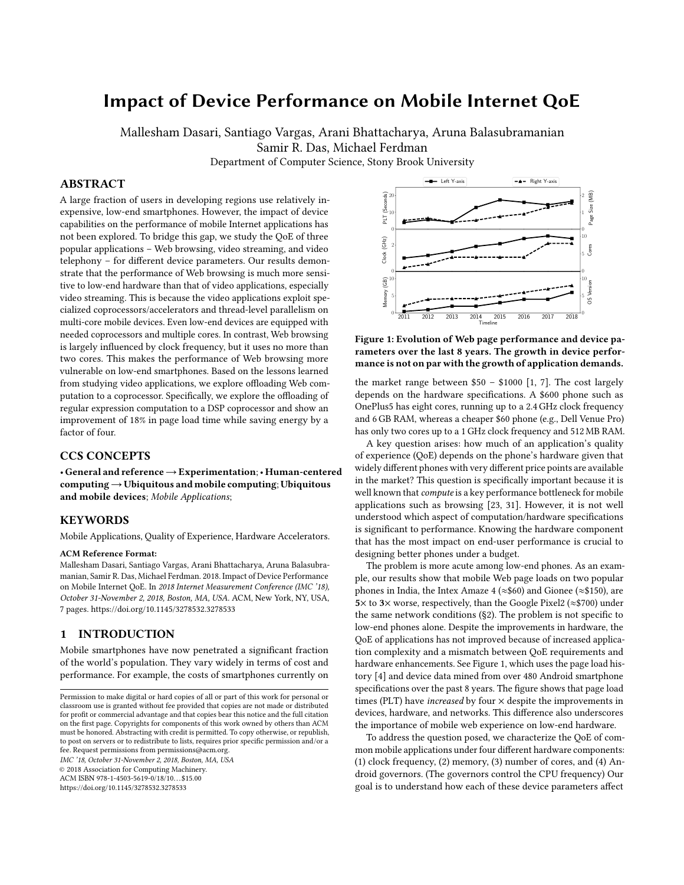# Impact of Device Performance on Mobile Internet QoE

Mallesham Dasari, Santiago Vargas, Arani Bhattacharya, Aruna Balasubramanian
Samir R. Das, Michael Ferdman
Department of Computer Science, Stony Brook University

## ABSTRACT

A large fraction of users in developing regions use relatively inexpensive, low-end smartphones. However, the impact of device capabilities on the performance of mobile Internet applications has not been explored. To bridge this gap, we study the QoE of three popular applications – Web browsing, video streaming, and video telephony – for different device parameters. Our results demonstrate that the performance of Web browsing is much more sensitive to low-end hardware than that of video applications, especially video streaming. This is because the video applications exploit specialized coprocessors/accelerators and thread-level parallelism on multi-core mobile devices. Even low-end devices are equipped with needed coprocessors and multiple cores. In contrast, Web browsing is largely influenced by clock frequency, but it uses no more than two cores. This makes the performance of Web browsing more vulnerable on low-end smartphones. Based on the lessons learned from studying video applications, we explore offloading Web computation to a coprocessor. Specifically, we explore the offloading of regular expression computation to a DSP coprocessor and show an improvement of 18% in page load time while saving energy by a factor of four.

## CCS CONCEPTS

**• General and reference → Experimentation**; **• Human-centered computing → Ubiquitous and mobile computing**; **Ubiquitous and mobile devices**; *Mobile Applications*;

## KEYWORDS

Mobile Applications, Quality of Experience, Hardware Accelerators.

**ACM Reference Format:**
Mallesham Dasari, Santiago Vargas, Arani Bhattacharya, Aruna Balasubramanian, Samir R. Das, Michael Ferdman. 2018. Impact of Device Performance on Mobile Internet QoE. In *2018 Internet Measurement Conference (IMC '18), October 31-November 2, 2018, Boston, MA, USA.* ACM, New York, NY, USA, 7 pages. https://doi.org/10.1145/3278532.3278533

## 1 INTRODUCTION

Mobile smartphones have now penetrated a significant fraction of the world's population. They vary widely in terms of cost and performance. For example, the costs of smartphones currently on the market range between \$50 – \$1000 [1, 7]. The cost largely depends on the hardware specifications. A \$600 phone such as OnePlus5 has eight cores, running up to a 2.4 GHz clock frequency and 6 GB RAM, whereas a cheaper \$60 phone (e.g., Dell Venue Pro) has only two cores up to a 1 GHz clock frequency and 512 MB RAM.

**Figure 1: Evolution of Web page performance and device parameters over the last 8 years. The growth in device performance is not on par with the growth of application demands.**

A key question arises: how much of an application's quality of experience (QoE) depends on the phone's hardware given that widely different phones with very different price points are available in the market? This question is specifically important because it is well known that *compute* is a key performance bottleneck for mobile applications such as browsing [23, 31]. However, it is not well understood which aspect of computation/hardware specifications is significant to performance. Knowing the hardware component that has the most impact on end-user performance is crucial to designing better phones under a budget.

The problem is more acute among low-end phones. As an example, our results show that mobile Web page loads on two popular phones in India, the Intex Amaze 4 (≈\$60) and Gionee (≈\$150), are **5**× to **3**× worse, respectively, than the Google Pixel2 (≈\$700) under the same network conditions (§2). The problem is not specific to low-end phones alone. Despite the improvements in hardware, the QoE of applications has not improved because of increased application complexity and a mismatch between QoE requirements and hardware enhancements. See Figure 1, which uses the page load history [4] and device data mined from over 480 Android smartphone specifications over the past 8 years. The figure shows that page load times (PLT) have *increased* by four × despite the improvements in devices, hardware, and networks. This difference also underscores the importance of mobile web experience on low-end hardware.

To address the question posed, we characterize the QoE of common mobile applications under four different hardware components: (1) clock frequency, (2) memory, (3) number of cores, and (4) Android governors. (The governors control the CPU frequency) Our goal is to understand how each of these device parameters affect

Permission to make digital or hard copies of all or part of this work for personal or classroom use is granted without fee provided that copies are not made or distributed for profit or commercial advantage and that copies bear this notice and the full citation on the first page. Copyrights for components of this work owned by others than ACM must be honored. Abstracting with credit is permitted. To copy otherwise, or republish, to post on servers or to redistribute to lists, requires prior specific permission and/or a fee. Request permissions from permissions@acm.org.
*IMC '18, October 31-November 2, 2018, Boston, MA, USA*
© 2018 Association for Computing Machinery.
ACM ISBN 978-1-4503-5619-0/18/10…\$15.00
https://doi.org/10.1145/3278532.3278533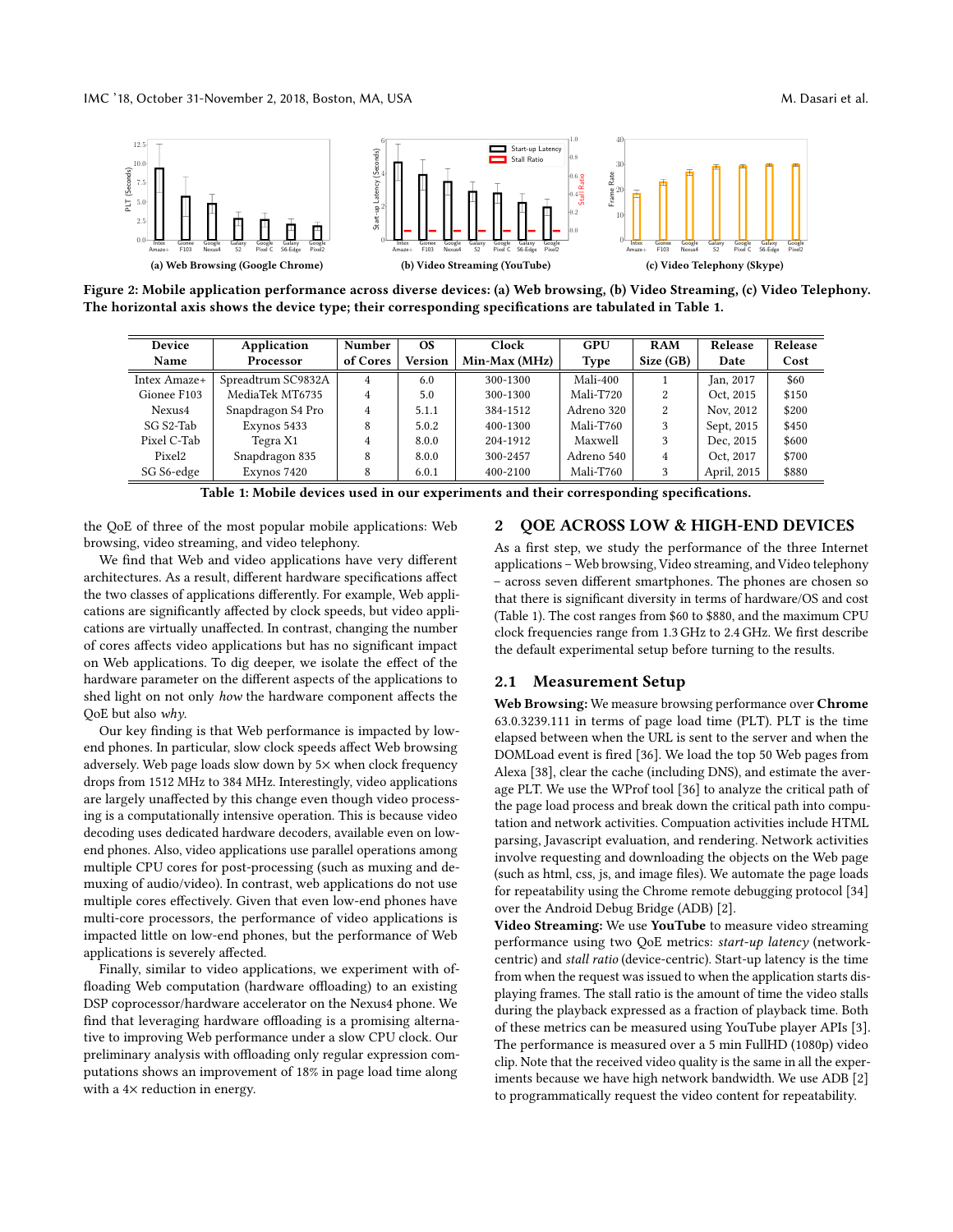Figure 2: Mobile application performance across diverse devices: (a) Web browsing, (b) Video Streaming, (c) Video Telephony. The horizontal axis shows the device type; their corresponding specifications are tabulated in Table 1.

| Device Name | Application Processor | Number of Cores | OS Version | Clock Min-Max (MHz) | GPU Type | RAM Size (GB) | Release Date | Release Cost |
|---|---|---|---|---|---|---|---|---|
| Intex Amaze+ | Spreadtrum SC9832A | 4 | 6.0 | 300-1300 | Mali-400 | 1 | Jan, 2017 | $60 |
| Gionee F103 | MediaTek MT6735 | 4 | 5.0 | 300-1300 | Mali-T720 | 2 | Oct, 2015 | $150 |
| Nexus4 | Snapdragon S4 Pro | 4 | 5.1.1 | 384-1512 | Adreno 320 | 2 | Nov, 2012 | $200 |
| SG S2-Tab | Exynos 5433 | 8 | 5.0.2 | 400-1300 | Mali-T760 | 3 | Sept, 2015 | $450 |
| Pixel C-Tab | Tegra X1 | 4 | 8.0.0 | 204-1912 | Maxwell | 3 | Dec, 2015 | $600 |
| Pixel2 | Snapdragon 835 | 8 | 8.0.0 | 300-2457 | Adreno 540 | 4 | Oct, 2017 | $700 |
| SG S6-edge | Exynos 7420 | 8 | 6.0.1 | 400-2100 | Mali-T760 | 3 | April, 2015 | $880 |

Table 1: Mobile devices used in our experiments and their corresponding specifications.

the QoE of three of the most popular mobile applications: Web browsing, video streaming, and video telephony.

We find that Web and video applications have very different architectures. As a result, different hardware specifications affect the two classes of applications differently. For example, Web applications are significantly affected by clock speeds, but video applications are virtually unaffected. In contrast, changing the number of cores affects video applications but has no significant impact on Web applications. To dig deeper, we isolate the effect of the hardware parameter on the different aspects of the applications to shed light on not only *how* the hardware component affects the QoE but also *why*.

Our key finding is that Web performance is impacted by low-end phones. In particular, slow clock speeds affect Web browsing adversely. Web page loads slow down by 5× when clock frequency drops from 1512 MHz to 384 MHz. Interestingly, video applications are largely unaffected by this change even though video processing is a computationally intensive operation. This is because video decoding uses dedicated hardware decoders, available even on low-end phones. Also, video applications use parallel operations among multiple CPU cores for post-processing (such as muxing and demuxing of audio/video). In contrast, web applications do not use multiple cores effectively. Given that even low-end phones have multi-core processors, the performance of video applications is impacted little on low-end phones, but the performance of Web applications is severely affected.

Finally, similar to video applications, we experiment with offloading Web computation (hardware offloading) to an existing DSP coprocessor/hardware accelerator on the Nexus4 phone. We find that leveraging hardware offloading is a promising alternative to improving Web performance under a slow CPU clock. Our preliminary analysis with offloading only regular expression computations shows an improvement of 18% in page load time along with a 4× reduction in energy.

## 2 QOE ACROSS LOW & HIGH-END DEVICES

As a first step, we study the performance of the three Internet applications – Web browsing, Video streaming, and Video telephony – across seven different smartphones. The phones are chosen so that there is significant diversity in terms of hardware/OS and cost (Table 1). The cost ranges from $60 to $880, and the maximum CPU clock frequencies range from 1.3 GHz to 2.4 GHz. We first describe the default experimental setup before turning to the results.

### 2.1 Measurement Setup

**Web Browsing:** We measure browsing performance over **Chrome** 63.0.3239.111 in terms of page load time (PLT). PLT is the time elapsed between when the URL is sent to the server and when the DOMLoad event is fired [36]. We load the top 50 Web pages from Alexa [38], clear the cache (including DNS), and estimate the average PLT. We use the WProf tool [36] to analyze the critical path of the page load process and break down the critical path into computation and network activities. Compuation activities include HTML parsing, Javascript evaluation, and rendering. Network activities involve requesting and downloading the objects on the Web page (such as html, css, js, and image files). We automate the page loads for repeatability using the Chrome remote debugging protocol [34] over the Android Debug Bridge (ADB) [2].

**Video Streaming:** We use **YouTube** to measure video streaming performance using two QoE metrics: *start-up latency* (network-centric) and *stall ratio* (device-centric). Start-up latency is the time from when the request was issued to when the application starts displaying frames. The stall ratio is the amount of time the video stalls during the playback expressed as a fraction of playback time. Both of these metrics can be measured using YouTube player APIs [3]. The performance is measured over a 5 min FullHD (1080p) video clip. Note that the received video quality is the same in all the experiments because we have high network bandwidth. We use ADB [2] to programmatically request the video content for repeatability.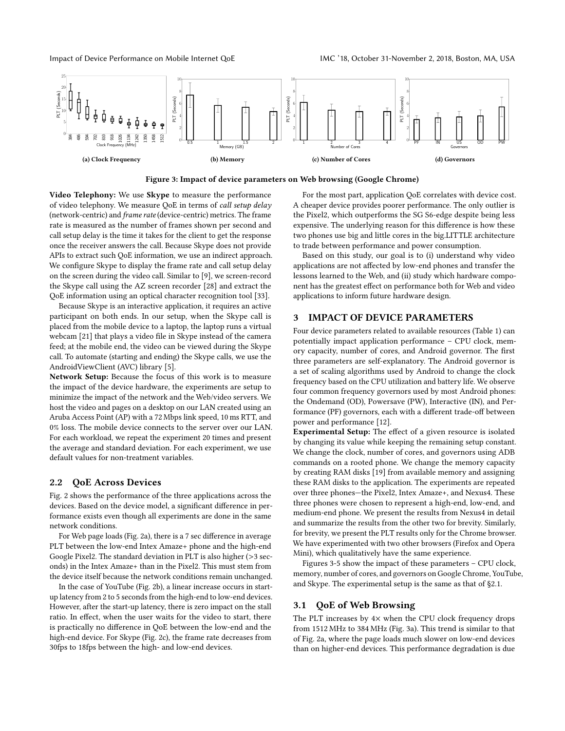(a) Clock Frequency

(b) Memory

(c) Number of Cores

(d) Governors

**Figure 3: Impact of device parameters on Web browsing (Google Chrome)**

**Video Telephony:** We use **Skype** to measure the performance of video telephony. We measure QoE in terms of *call setup delay* (network-centric) and *frame rate* (device-centric) metrics. The frame rate is measured as the number of frames shown per second and call setup delay is the time it takes for the client to get the response once the receiver answers the call. Because Skype does not provide APIs to extract such QoE information, we use an indirect approach. We configure Skype to display the frame rate and call setup delay on the screen during the video call. Similar to [9], we screen-record the Skype call using the AZ screen recorder [28] and extract the QoE information using an optical character recognition tool [33].

Because Skype is an interactive application, it requires an active participant on both ends. In our setup, when the Skype call is placed from the mobile device to a laptop, the laptop runs a virtual webcam [21] that plays a video file in Skype instead of the camera feed; at the mobile end, the video can be viewed during the Skype call. To automate (starting and ending) the Skype calls, we use the AndroidViewClient (AVC) library [5].

**Network Setup:** Because the focus of this work is to measure the impact of the device hardware, the experiments are setup to minimize the impact of the network and the Web/video servers. We host the video and pages on a desktop on our LAN created using an Aruba Access Point (AP) with a 72 Mbps link speed, 10 ms RTT, and 0% loss. The mobile device connects to the server over our LAN. For each workload, we repeat the experiment 20 times and present the average and standard deviation. For each experiment, we use default values for non-treatment variables.

## 2.2 QoE Across Devices

Fig. 2 shows the performance of the three applications across the devices. Based on the device model, a significant difference in performance exists even though all experiments are done in the same network conditions.

For Web page loads (Fig. 2a), there is a 7 sec difference in average PLT between the low-end Intex Amaze+ phone and the high-end Google Pixel2. The standard deviation in PLT is also higher (>3 seconds) in the Intex Amaze+ than in the Pixel2. This must stem from the device itself because the network conditions remain unchanged.

In the case of YouTube (Fig. 2b), a linear increase occurs in start-up latency from 2 to 5 seconds from the high-end to low-end devices. However, after the start-up latency, there is zero impact on the stall ratio. In effect, when the user waits for the video to start, there is practically no difference in QoE between the low-end and the high-end device. For Skype (Fig. 2c), the frame rate decreases from 30fps to 18fps between the high- and low-end devices.

For the most part, application QoE correlates with device cost. A cheaper device provides poorer performance. The only outlier is the Pixel2, which outperforms the SG S6-edge despite being less expensive. The underlying reason for this difference is how these two phones use big and little cores in the big.LITTLE architecture to trade between performance and power consumption.

Based on this study, our goal is to (i) understand why video applications are not affected by low-end phones and transfer the lessons learned to the Web, and (ii) study which hardware component has the greatest effect on performance both for Web and video applications to inform future hardware design.

## 3 IMPACT OF DEVICE PARAMETERS

Four device parameters related to available resources (Table 1) can potentially impact application performance – CPU clock, memory capacity, number of cores, and Android governor. The first three parameters are self-explanatory. The Android governor is a set of scaling algorithms used by Android to change the clock frequency based on the CPU utilization and battery life. We observe four common frequency governors used by most Android phones: the Ondemand (OD), Powersave (PW), Interactive (IN), and Performance (PF) governors, each with a different trade-off between power and performance [12].

**Experimental Setup:** The effect of a given resource is isolated by changing its value while keeping the remaining setup constant. We change the clock, number of cores, and governors using ADB commands on a rooted phone. We change the memory capacity by creating RAM disks [19] from available memory and assigning these RAM disks to the application. The experiments are repeated over three phones—the Pixel2, Intex Amaze+, and Nexus4. These three phones were chosen to represent a high-end, low-end, and medium-end phone. We present the results from Nexus4 in detail and summarize the results from the other two for brevity. Similarly, for brevity, we present the PLT results only for the Chrome browser. We have experimented with two other browsers (Firefox and Opera Mini), which qualitatively have the same experience.

Figures 3-5 show the impact of these parameters – CPU clock, memory, number of cores, and governors on Google Chrome, YouTube, and Skype. The experimental setup is the same as that of §2.1.

### 3.1 QoE of Web Browsing

The PLT increases by 4× when the CPU clock frequency drops from 1512 MHz to 384 MHz (Fig. 3a). This trend is similar to that of Fig. 2a, where the page loads much slower on low-end devices than on higher-end devices. This performance degradation is due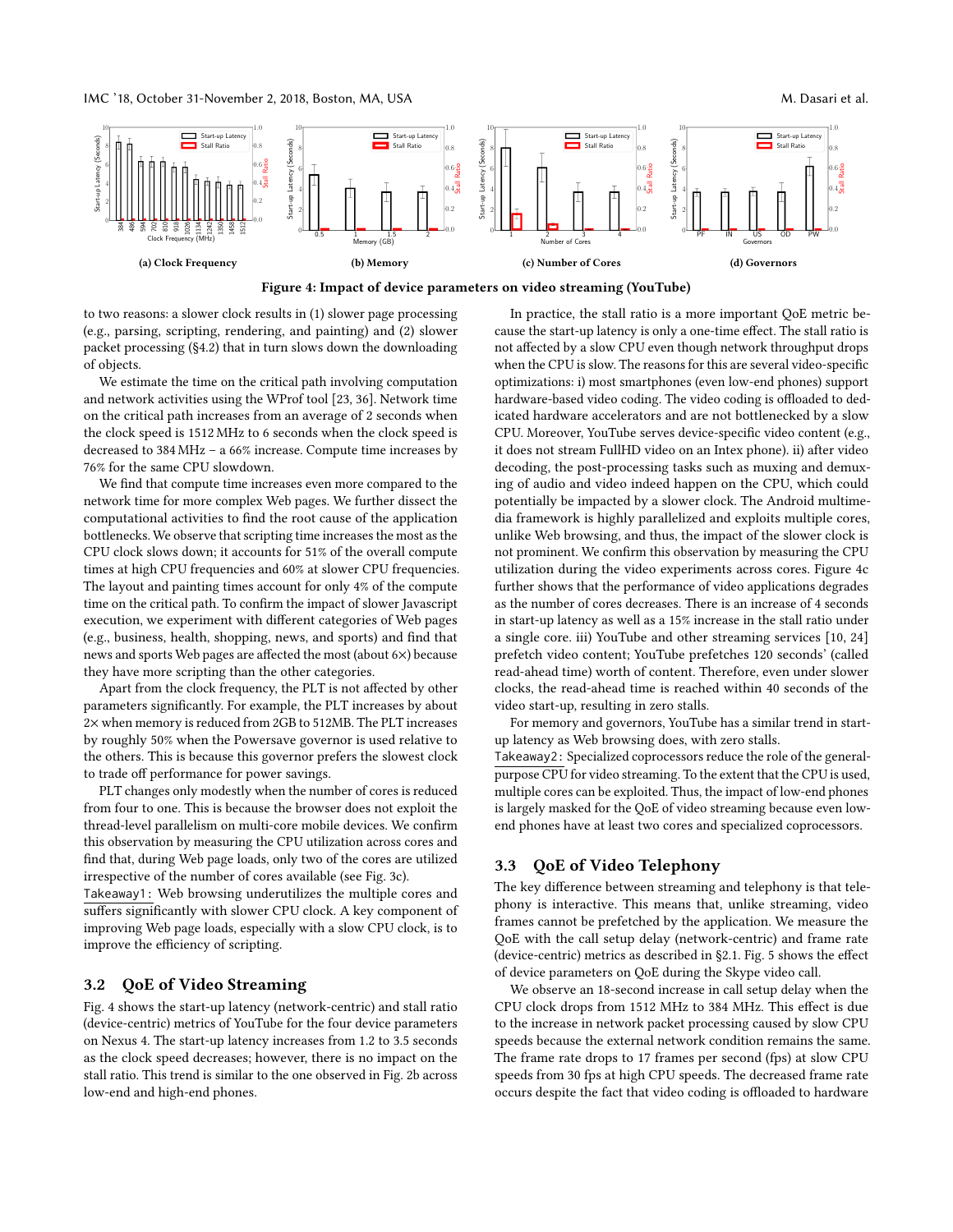(a) Clock Frequency

(b) Memory

(c) Number of Cores

(d) Governors

**Figure 4: Impact of device parameters on video streaming (YouTube)**

to two reasons: a slower clock results in (1) slower page processing (e.g., parsing, scripting, rendering, and painting) and (2) slower packet processing (§4.2) that in turn slows down the downloading of objects.

We estimate the time on the critical path involving computation and network activities using the WProf tool [23, 36]. Network time on the critical path increases from an average of 2 seconds when the clock speed is 1512 MHz to 6 seconds when the clock speed is decreased to 384 MHz – a 66% increase. Compute time increases by 76% for the same CPU slowdown.

We find that compute time increases even more compared to the network time for more complex Web pages. We further dissect the computational activities to find the root cause of the application bottlenecks. We observe that scripting time increases the most as the CPU clock slows down; it accounts for 51% of the overall compute times at high CPU frequencies and 60% at slower CPU frequencies. The layout and painting times account for only 4% of the compute time on the critical path. To confirm the impact of slower Javascript execution, we experiment with different categories of Web pages (e.g., business, health, shopping, news, and sports) and find that news and sports Web pages are affected the most (about 6×) because they have more scripting than the other categories.

Apart from the clock frequency, the PLT is not affected by other parameters significantly. For example, the PLT increases by about 2× when memory is reduced from 2GB to 512MB. The PLT increases by roughly 50% when the Powersave governor is used relative to the others. This is because this governor prefers the slowest clock to trade off performance for power savings.

PLT changes only modestly when the number of cores is reduced from four to one. This is because the browser does not exploit the thread-level parallelism on multi-core mobile devices. We confirm this observation by measuring the CPU utilization across cores and find that, during Web page loads, only two of the cores are utilized irrespective of the number of cores available (see Fig. 3c).

`Takeaway1:` Web browsing underutilizes the multiple cores and suffers significantly with slower CPU clock. A key component of improving Web page loads, especially with a slow CPU clock, is to improve the efficiency of scripting.

## 3.2 QoE of Video Streaming

Fig. 4 shows the start-up latency (network-centric) and stall ratio (device-centric) metrics of YouTube for the four device parameters on Nexus 4. The start-up latency increases from 1.2 to 3.5 seconds as the clock speed decreases; however, there is no impact on the stall ratio. This trend is similar to the one observed in Fig. 2b across low-end and high-end phones.

In practice, the stall ratio is a more important QoE metric because the start-up latency is only a one-time effect. The stall ratio is not affected by a slow CPU even though network throughput drops when the CPU is slow. The reasons for this are several video-specific optimizations: i) most smartphones (even low-end phones) support hardware-based video coding. The video coding is offloaded to dedicated hardware accelerators and are not bottlenecked by a slow CPU. Moreover, YouTube serves device-specific video content (e.g., it does not stream FullHD video on an Intex phone). ii) after video decoding, the post-processing tasks such as muxing and demuxing of audio and video indeed happen on the CPU, which could potentially be impacted by a slower clock. The Android multimedia framework is highly parallelized and exploits multiple cores, unlike Web browsing, and thus, the impact of the slower clock is not prominent. We confirm this observation by measuring the CPU utilization during the video experiments across cores. Figure 4c further shows that the performance of video applications degrades as the number of cores decreases. There is an increase of 4 seconds in start-up latency as well as a 15% increase in the stall ratio under a single core. iii) YouTube and other streaming services [10, 24] prefetch video content; YouTube prefetches 120 seconds' (called read-ahead time) worth of content. Therefore, even under slower clocks, the read-ahead time is reached within 40 seconds of the video start-up, resulting in zero stalls.

For memory and governors, YouTube has a similar trend in start-up latency as Web browsing does, with zero stalls.

`Takeaway2:` Specialized coprocessors reduce the role of the general-purpose CPU for video streaming. To the extent that the CPU is used, multiple cores can be exploited. Thus, the impact of low-end phones is largely masked for the QoE of video streaming because even low-end phones have at least two cores and specialized coprocessors.

## 3.3 QoE of Video Telephony

The key difference between streaming and telephony is that telephony is interactive. This means that, unlike streaming, video frames cannot be prefetched by the application. We measure the QoE with the call setup delay (network-centric) and frame rate (device-centric) metrics as described in §2.1. Fig. 5 shows the effect of device parameters on QoE during the Skype video call.

We observe an 18-second increase in call setup delay when the CPU clock drops from 1512 MHz to 384 MHz. This effect is due to the increase in network packet processing caused by slow CPU speeds because the external network condition remains the same. The frame rate drops to 17 frames per second (fps) at slow CPU speeds from 30 fps at high CPU speeds. The decreased frame rate occurs despite the fact that video coding is offloaded to hardware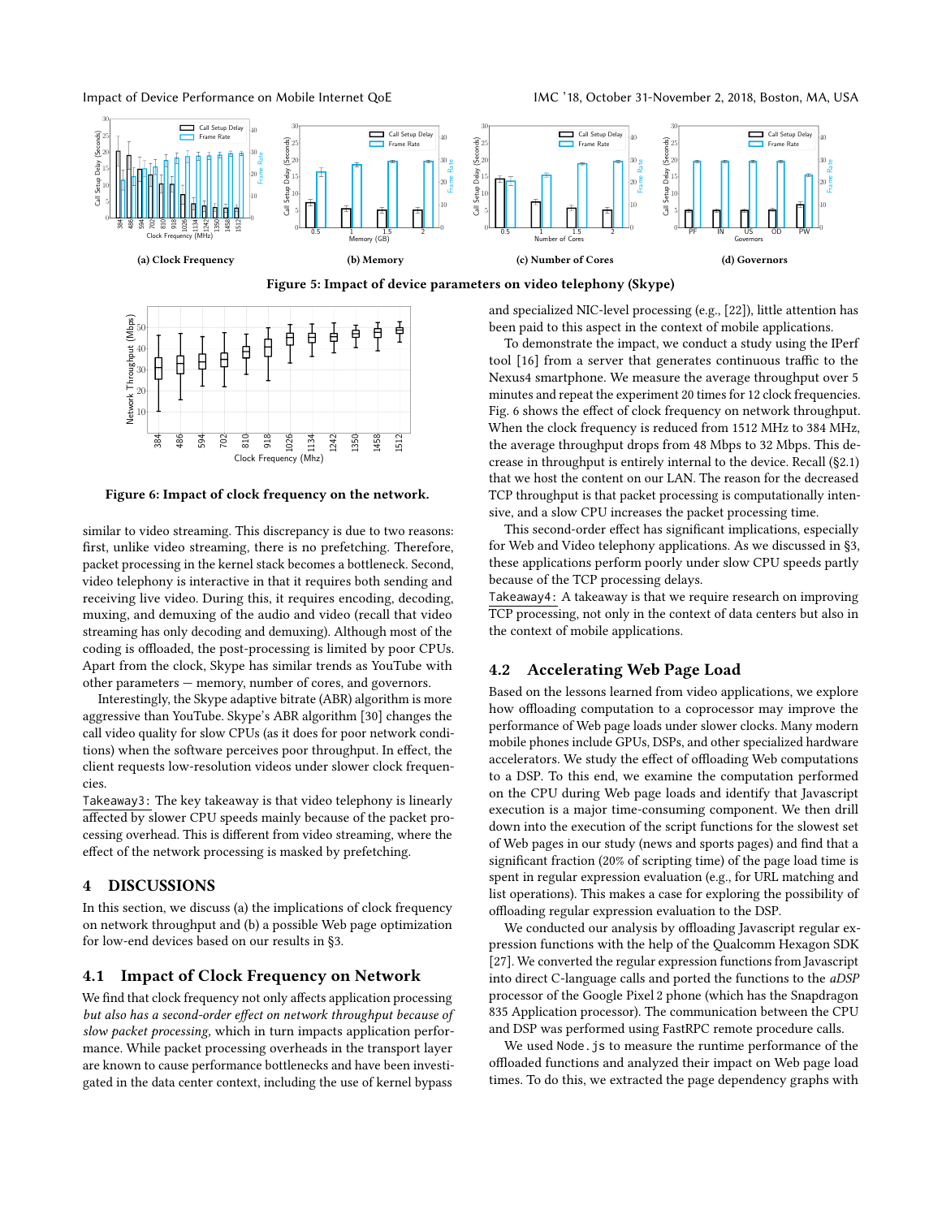(a) Clock Frequency

(b) Memory

(c) Number of Cores

(d) Governors

**Figure 5: Impact of device parameters on video telephony (Skype)**

**Figure 6: Impact of clock frequency on the network.**

similar to video streaming. This discrepancy is due to two reasons: first, unlike video streaming, there is no prefetching. Therefore, packet processing in the kernel stack becomes a bottleneck. Second, video telephony is interactive in that it requires both sending and receiving live video. During this, it requires encoding, decoding, muxing, and demuxing of the audio and video (recall that video streaming has only decoding and demuxing). Although most of the coding is offloaded, the post-processing is limited by poor CPUs. Apart from the clock, Skype has similar trends as YouTube with other parameters — memory, number of cores, and governors.

Interestingly, the Skype adaptive bitrate (ABR) algorithm is more aggressive than YouTube. Skype's ABR algorithm [30] changes the call video quality for slow CPUs (as it does for poor network conditions) when the software perceives poor throughput. In effect, the client requests low-resolution videos under slower clock frequencies.

Takeaway3: The key takeaway is that video telephony is linearly affected by slower CPU speeds mainly because of the packet processing overhead. This is different from video streaming, where the effect of the network processing is masked by prefetching.

# 4 DISCUSSIONS

In this section, we discuss (a) the implications of clock frequency on network throughput and (b) a possible Web page optimization for low-end devices based on our results in §3.

## 4.1 Impact of Clock Frequency on Network

We find that clock frequency not only affects application processing *but also has a second-order effect on network throughput because of slow packet processing,* which in turn impacts application performance. While packet processing overheads in the transport layer are known to cause performance bottlenecks and have been investigated in the data center context, including the use of kernel bypass and specialized NIC-level processing (e.g., [22]), little attention has been paid to this aspect in the context of mobile applications.

To demonstrate the impact, we conduct a study using the IPerf tool [16] from a server that generates continuous traffic to the Nexus4 smartphone. We measure the average throughput over 5 minutes and repeat the experiment 20 times for 12 clock frequencies. Fig. 6 shows the effect of clock frequency on network throughput. When the clock frequency is reduced from 1512 MHz to 384 MHz, the average throughput drops from 48 Mbps to 32 Mbps. This decrease in throughput is entirely internal to the device. Recall (§2.1) that we host the content on our LAN. The reason for the decreased TCP throughput is that packet processing is computationally intensive, and a slow CPU increases the packet processing time.

This second-order effect has significant implications, especially for Web and Video telephony applications. As we discussed in §3, these applications perform poorly under slow CPU speeds partly because of the TCP processing delays.

Takeaway4: A takeaway is that we require research on improving TCP processing, not only in the context of data centers but also in the context of mobile applications.

## 4.2 Accelerating Web Page Load

Based on the lessons learned from video applications, we explore how offloading computation to a coprocessor may improve the performance of Web page loads under slower clocks. Many modern mobile phones include GPUs, DSPs, and other specialized hardware accelerators. We study the effect of offloading Web computations to a DSP. To this end, we examine the computation performed on the CPU during Web page loads and identify that Javascript execution is a major time-consuming component. We then drill down into the execution of the script functions for the slowest set of Web pages in our study (news and sports pages) and find that a significant fraction (20% of scripting time) of the page load time is spent in regular expression evaluation (e.g., for URL matching and list operations). This makes a case for exploring the possibility of offloading regular expression evaluation to the DSP.

We conducted our analysis by offloading Javascript regular expression functions with the help of the Qualcomm Hexagon SDK [27]. We converted the regular expression functions from Javascript into direct C-language calls and ported the functions to the *aDSP* processor of the Google Pixel 2 phone (which has the Snapdragon 835 Application processor). The communication between the CPU and DSP was performed using FastRPC remote procedure calls.

We used Node.js to measure the runtime performance of the offloaded functions and analyzed their impact on Web page load times. To do this, we extracted the page dependency graphs with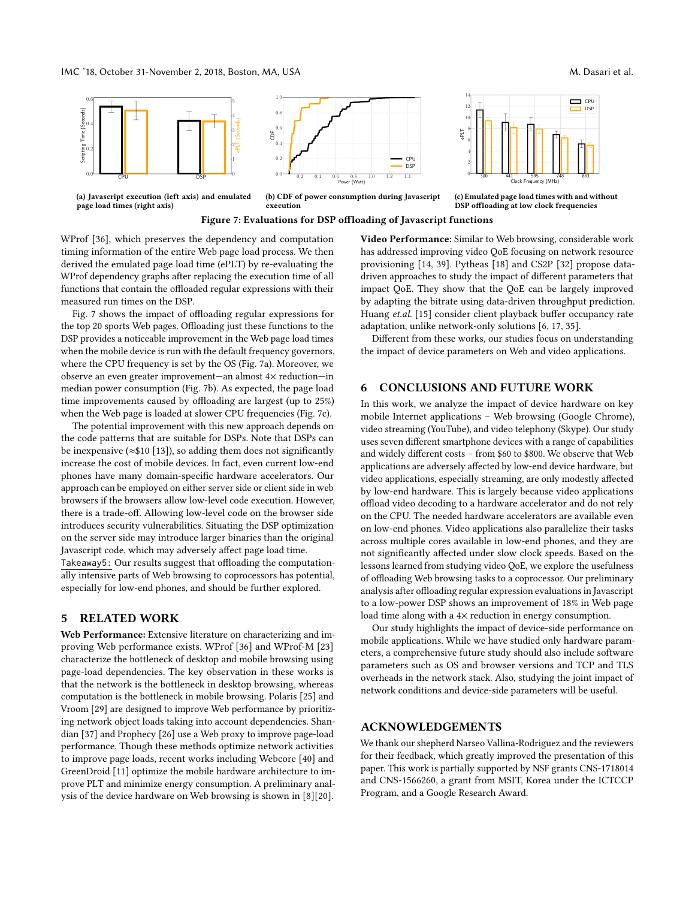(a) Javascript execution (left axis) and emulated page load times (right axis)

(b) CDF of power consumption during Javascript execution

(c) Emulated page load times with and without DSP offloading at low clock frequencies

**Figure 7: Evaluations for DSP offloading of Javascript functions**

WProf [36], which preserves the dependency and computation timing information of the entire Web page load process. We then derived the emulated page load time (ePLT) by re-evaluating the WProf dependency graphs after replacing the execution time of all functions that contain the offloaded regular expressions with their measured run times on the DSP.

Fig. 7 shows the impact of offloading regular expressions for the top 20 sports Web pages. Offloading just these functions to the DSP provides a noticeable improvement in the Web page load times when the mobile device is run with the default frequency governors, where the CPU frequency is set by the OS (Fig. 7a). Moreover, we observe an even greater improvement—an almost 4× reduction—in median power consumption (Fig. 7b). As expected, the page load time improvements caused by offloading are largest (up to 25%) when the Web page is loaded at slower CPU frequencies (Fig. 7c).

The potential improvement with this new approach depends on the code patterns that are suitable for DSPs. Note that DSPs can be inexpensive (≈$10 [13]), so adding them does not significantly increase the cost of mobile devices. In fact, even current low-end phones have many domain-specific hardware accelerators. Our approach can be employed on either server side or client side in web browsers if the browsers allow low-level code execution. However, there is a trade-off. Allowing low-level code on the browser side introduces security vulnerabilities. Situating the DSP optimization on the server side may introduce larger binaries than the original Javascript code, which may adversely affect page load time.

Takeaway5: Our results suggest that offloading the computationally intensive parts of Web browsing to coprocessors has potential, especially for low-end phones, and should be further explored.

## 5 RELATED WORK

**Web Performance:** Extensive literature on characterizing and improving Web performance exists. WProf [36] and WProf-M [23] characterize the bottleneck of desktop and mobile browsing using page-load dependencies. The key observation in these works is that the network is the bottleneck in desktop browsing, whereas computation is the bottleneck in mobile browsing. Polaris [25] and Vroom [29] are designed to improve Web performance by prioritizing network object loads taking into account dependencies. Shandian [37] and Prophecy [26] use a Web proxy to improve page-load performance. Though these methods optimize network activities to improve page loads, recent works including Webcore [40] and GreenDroid [11] optimize the mobile hardware architecture to improve PLT and minimize energy consumption. A preliminary analysis of the device hardware on Web browsing is shown in [8][20].

**Video Performance:** Similar to Web browsing, considerable work has addressed improving video QoE focusing on network resource provisioning [14, 39]. Pytheas [18] and CS2P [32] propose data-driven approaches to study the impact of different parameters that impact QoE. They show that the QoE can be largely improved by adapting the bitrate using data-driven throughput prediction. Huang *et.al.* [15] consider client playback buffer occupancy rate adaptation, unlike network-only solutions [6, 17, 35].

Different from these works, our studies focus on understanding the impact of device parameters on Web and video applications.

## 6 CONCLUSIONS AND FUTURE WORK

In this work, we analyze the impact of device hardware on key mobile Internet applications – Web browsing (Google Chrome), video streaming (YouTube), and video telephony (Skype). Our study uses seven different smartphone devices with a range of capabilities and widely different costs – from $60 to $800. We observe that Web applications are adversely affected by low-end device hardware, but video applications, especially streaming, are only modestly affected by low-end hardware. This is largely because video applications offload video decoding to a hardware accelerator and do not rely on the CPU. The needed hardware accelerators are available even on low-end phones. Video applications also parallelize their tasks across multiple cores available in low-end phones, and they are not significantly affected under slow clock speeds. Based on the lessons learned from studying video QoE, we explore the usefulness of offloading Web browsing tasks to a coprocessor. Our preliminary analysis after offloading regular expression evaluations in Javascript to a low-power DSP shows an improvement of 18% in Web page load time along with a 4× reduction in energy consumption.

Our study highlights the impact of device-side performance on mobile applications. While we have studied only hardware parameters, a comprehensive future study should also include software parameters such as OS and browser versions and TCP and TLS overheads in the network stack. Also, studying the joint impact of network conditions and device-side parameters will be useful.

## ACKNOWLEDGEMENTS

We thank our shepherd Narseo Vallina-Rodriguez and the reviewers for their feedback, which greatly improved the presentation of this paper. This work is partially supported by NSF grants CNS-1718014 and CNS-1566260, a grant from MSIT, Korea under the ICTCCP Program, and a Google Research Award.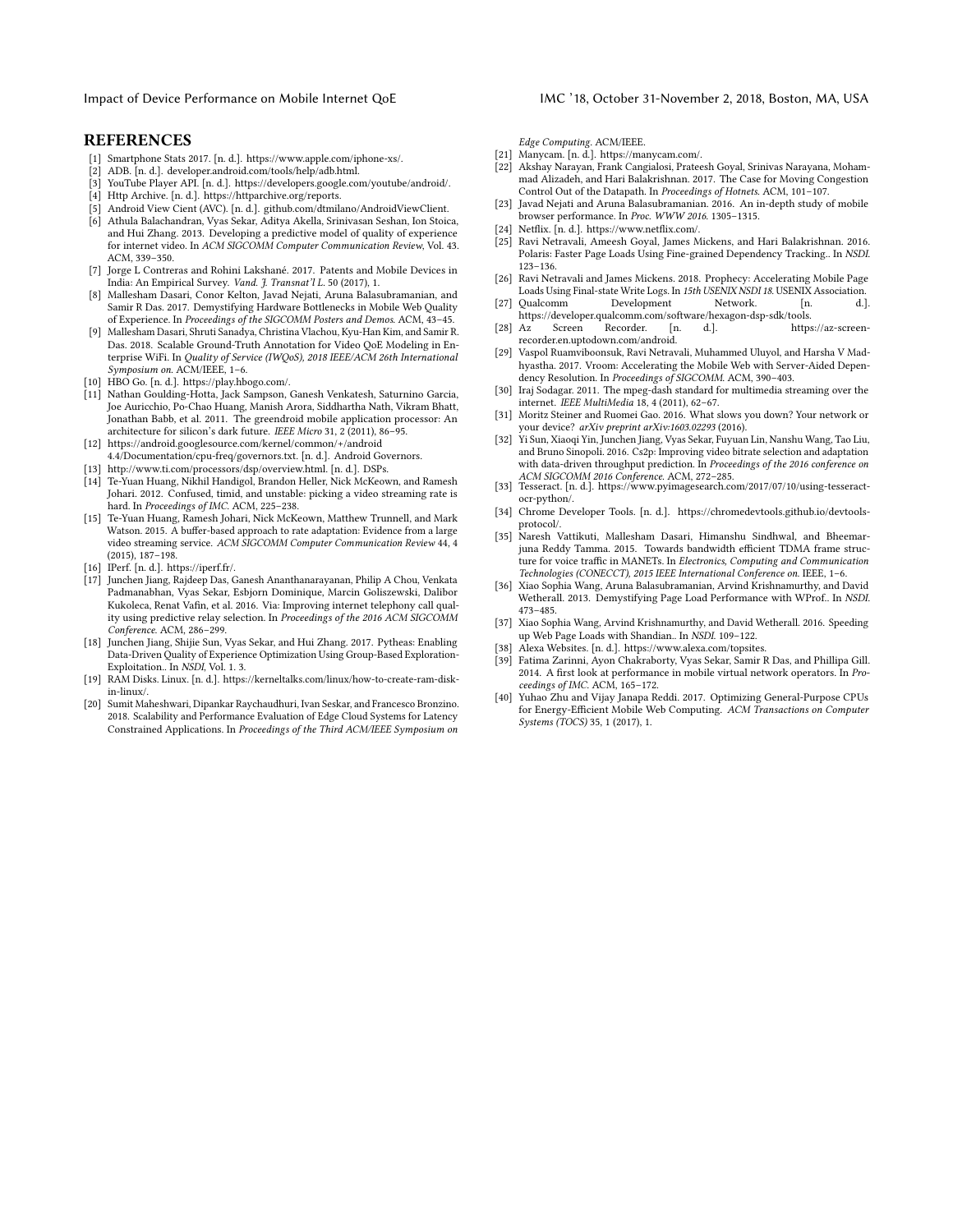## REFERENCES

- [1] Smartphone Stats 2017. [n. d.]. https://www.apple.com/iphone-xs/.
- [2] ADB. [n. d.]. developer.android.com/tools/help/adb.html.
- [3] YouTube Player API. [n. d.]. https://developers.google.com/youtube/android/.
- [4] Http Archive. [n. d.]. https://httparchive.org/reports.
- [5] Android View Cient (AVC). [n. d.]. github.com/dtmilano/AndroidViewClient.
- [6] Athula Balachandran, Vyas Sekar, Aditya Akella, Srinivasan Seshan, Ion Stoica, and Hui Zhang. 2013. Developing a predictive model of quality of experience for internet video. In *ACM SIGCOMM Computer Communication Review*, Vol. 43. ACM, 339–350.
- [7] Jorge L Contreras and Rohini Lakshané. 2017. Patents and Mobile Devices in India: An Empirical Survey. *Vand. J. Transnat'l L.* 50 (2017), 1.
- [8] Mallesham Dasari, Conor Kelton, Javad Nejati, Aruna Balasubramanian, and Samir R Das. 2017. Demystifying Hardware Bottlenecks in Mobile Web Quality of Experience. In *Proceedings of the SIGCOMM Posters and Demos*. ACM, 43–45.
- [9] Mallesham Dasari, Shruti Sanadya, Christina Vlachou, Kyu-Han Kim, and Samir R. Das. 2018. Scalable Ground-Truth Annotation for Video QoE Modeling in Enterprise WiFi. In *Quality of Service (IWQoS), 2018 IEEE/ACM 26th International Symposium on*. ACM/IEEE, 1–6.
- [10] HBO Go. [n. d.]. https://play.hbogo.com/.
- [11] Nathan Goulding-Hotta, Jack Sampson, Ganesh Venkatesh, Saturnino Garcia, Joe Auricchio, Po-Chao Huang, Manish Arora, Siddhartha Nath, Vikram Bhatt, Jonathan Babb, et al. 2011. The greendroid mobile application processor: An architecture for silicon's dark future. *IEEE Micro* 31, 2 (2011), 86–95.
- [12] https://android.googlesource.com/kernel/common/+/android 4.4/Documentation/cpu-freq/governors.txt. [n. d.]. Android Governors.
- [13] http://www.ti.com/processors/dsp/overview.html. [n. d.]. DSPs.
- [14] Te-Yuan Huang, Nikhil Handigol, Brandon Heller, Nick McKeown, and Ramesh Johari. 2012. Confused, timid, and unstable: picking a video streaming rate is hard. In *Proceedings of IMC*. ACM, 225–238.
- [15] Te-Yuan Huang, Ramesh Johari, Nick McKeown, Matthew Trunnell, and Mark Watson. 2015. A buffer-based approach to rate adaptation: Evidence from a large video streaming service. *ACM SIGCOMM Computer Communication Review* 44, 4 (2015), 187–198.
- [16] IPerf. [n. d.]. https://iperf.fr/.
- [17] Junchen Jiang, Rajdeep Das, Ganesh Ananthanarayanan, Philip A Chou, Venkata Padmanabhan, Vyas Sekar, Esbjorn Dominique, Marcin Goliszewski, Dalibor Kukoleca, Renat Vafin, et al. 2016. Via: Improving internet telephony call quality using predictive relay selection. In *Proceedings of the 2016 ACM SIGCOMM Conference*. ACM, 286–299.
- [18] Junchen Jiang, Shijie Sun, Vyas Sekar, and Hui Zhang. 2017. Pytheas: Enabling Data-Driven Quality of Experience Optimization Using Group-Based Exploration-Exploitation.. In *NSDI*, Vol. 1. 3.
- [19] RAM Disks. Linux. [n. d.]. https://kerneltalks.com/linux/how-to-create-ram-disk-in-linux/.
- [20] Sumit Maheshwari, Dipankar Raychaudhuri, Ivan Seskar, and Francesco Bronzino. 2018. Scalability and Performance Evaluation of Edge Cloud Systems for Latency Constrained Applications. In *Proceedings of the Third ACM/IEEE Symposium on Edge Computing*. ACM/IEEE.
- [21] Manycam. [n. d.]. https://manycam.com/.
- [22] Akshay Narayan, Frank Cangialosi, Prateek Goyal, Srinivas Narayana, Mohammad Alizadeh, and Hari Balakrishnan. 2017. The Case for Moving Congestion Control Out of the Datapath. In *Proceedings of Hotnets*. ACM, 101–107.
- [23] Javad Nejati and Aruna Balasubramanian. 2016. An in-depth study of mobile browser performance. In *Proc. WWW 2016*. 1305–1315.
- [24] Netflix. [n. d.]. https://www.netflix.com/.
- [25] Ravi Netravali, Ameesh Goyal, James Mickens, and Hari Balakrishnan. 2016. Polaris: Faster Page Loads Using Fine-grained Dependency Tracking.. In *NSDI*. 123–136.
- [26] Ravi Netravali and James Mickens. 2018. Prophecy: Accelerating Mobile Page Loads Using Final-state Write Logs. In *15th USENIX NSDI 18*. USENIX Association.
- [27] Qualcomm Development Network. [n. d.]. https://developer.qualcomm.com/software/hexagon-dsp-sdk/tools.
- [28] Az Screen Recorder. [n. d.]. https://az-screen-recorder.en.uptodown.com/android.
- [29] Vaspol Ruamviboonsuk, Ravi Netravali, Muhammed Uluyol, and Harsha V Madhyastha. 2017. Vroom: Accelerating the Mobile Web with Server-Aided Dependency Resolution. In *Proceedings of SIGCOMM*. ACM, 390–403.
- [30] Iraj Sodagar. 2011. The mpeg-dash standard for multimedia streaming over the internet. *IEEE MultiMedia* 18, 4 (2011), 62–67.
- [31] Moritz Steiner and Ruomei Gao. 2016. What slows you down? Your network or your device? *arXiv preprint arXiv:1603.02293* (2016).
- [32] Yi Sun, Xiaoqi Yin, Junchen Jiang, Vyas Sekar, Fuyuan Lin, Nanshu Wang, Tao Liu, and Bruno Sinopoli. 2016. Cs2p: Improving video bitrate selection and adaptation with data-driven throughput prediction. In *Proceedings of the 2016 conference on ACM SIGCOMM 2016 Conference*. ACM, 272–285.
- [33] Tesseract. [n. d.]. https://www.pyimagesearch.com/2017/07/10/using-tesseract-ocr-python/.
- [34] Chrome Developer Tools. [n. d.]. https://chromedevtools.github.io/devtools-protocol/.
- [35] Naresh Vattikuti, Mallesham Dasari, Himanshu Sindhwal, and Bheemarjuna Reddy Tamma. 2015. Towards bandwidth efficient TDMA frame structure for voice traffic in MANETs. In *Electronics, Computing and Communication Technologies (CONECCT), 2015 IEEE International Conference on*. IEEE, 1–6.
- [36] Xiao Sophia Wang, Aruna Balasubramanian, Arvind Krishnamurthy, and David Wetherall. 2013. Demystifying Page Load Performance with WProf.. In *NSDI*. 473–485.
- [37] Xiao Sophia Wang, Arvind Krishnamurthy, and David Wetherall. 2016. Speeding up Web Page Loads with Shandian.. In *NSDI*. 109–122.
- [38] Alexa Websites. [n. d.]. https://www.alexa.com/topsites.
- [39] Fatima Zarinni, Ayon Chakraborty, Vyas Sekar, Samir R Das, and Phillipa Gill. 2014. A first look at performance in mobile virtual network operators. In *Proceedings of IMC*. ACM, 165–172.
- [40] Yuhao Zhu and Vijay Janapa Reddi. 2017. Optimizing General-Purpose CPUs for Energy-Efficient Mobile Web Computing. *ACM Transactions on Computer Systems (TOCS)* 35, 1 (2017), 1.